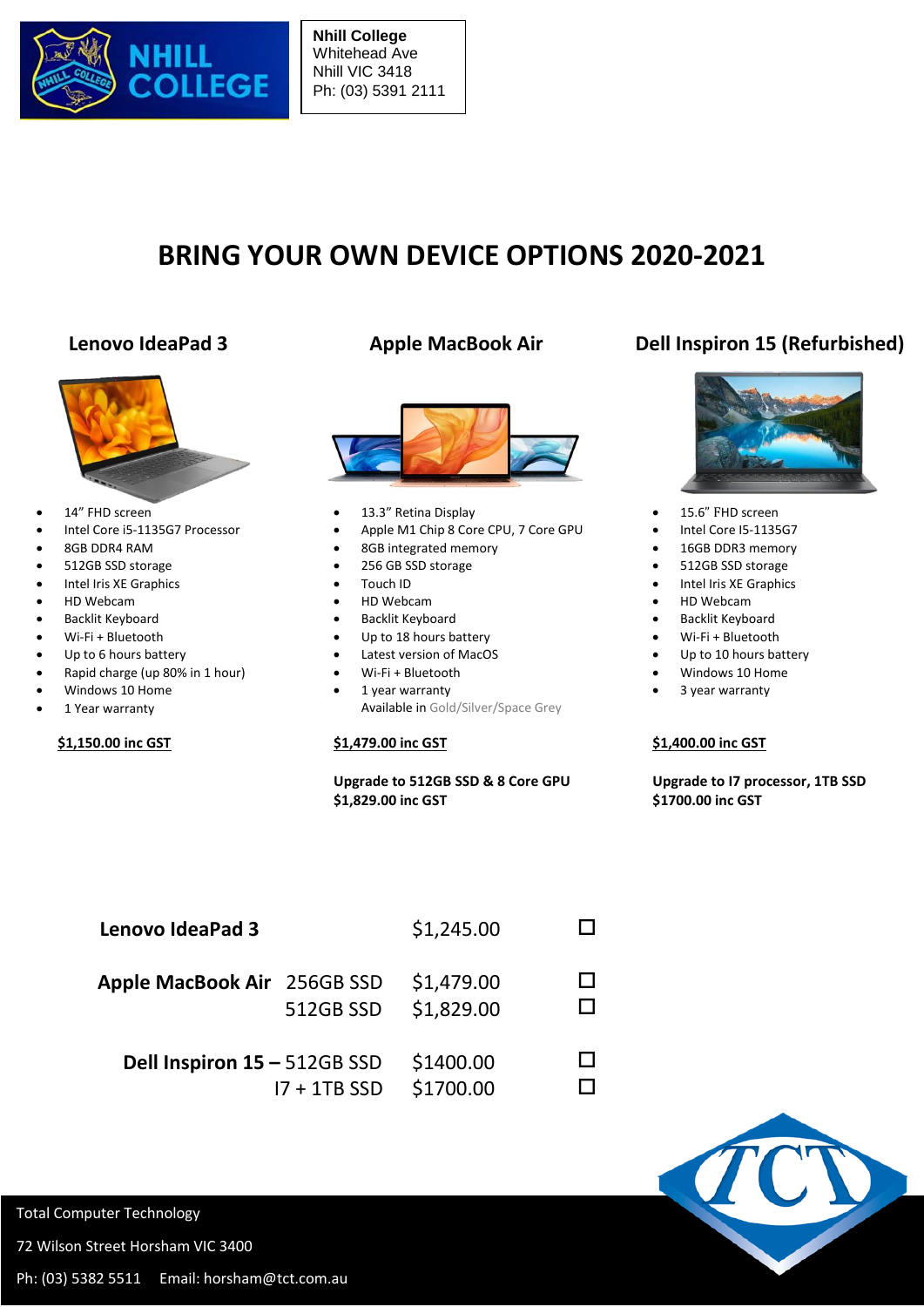Nhill College
Whitehead Ave
Nhill VIC 3418
Ph: (03) 5391 2111

# BRING YOUR OWN DEVICE OPTIONS 2020-2021

## Lenovo IdeaPad 3

- 14" FHD screen
- Intel Core i5-1135G7 Processor
- 8GB DDR4 RAM
- 512GB SSD storage
- Intel Iris XE Graphics
- HD Webcam
- Backlit Keyboard
- Wi-Fi + Bluetooth
- Up to 6 hours battery
- Rapid charge (up 80% in 1 hour)
- Windows 10 Home
- 1 Year warranty

**$1,150.00 inc GST**

## Apple MacBook Air

- 13.3" Retina Display
- Apple M1 Chip 8 Core CPU, 7 Core GPU
- 8GB integrated memory
- 256 GB SSD storage
- Touch ID
- HD Webcam
- Backlit Keyboard
- Up to 18 hours battery
- Latest version of MacOS
- Wi-Fi + Bluetooth
- 1 year warranty

Available in Gold/Silver/Space Grey

**$1,479.00 inc GST**

**Upgrade to 512GB SSD & 8 Core GPU**
**$1,829.00 inc GST**

## Dell Inspiron 15 (Refurbished)

- 15.6" FHD screen
- Intel Core I5-1135G7
- 16GB DDR3 memory
- 512GB SSD storage
- Intel Iris XE Graphics
- HD Webcam
- Backlit Keyboard
- Wi-Fi + Bluetooth
- Up to 10 hours battery
- Windows 10 Home
- 3 year warranty

**$1,400.00 inc GST**

**Upgrade to I7 processor, 1TB SSD**
**$1700.00 inc GST**

| | | | |
|---|---|---|---|
| **Lenovo IdeaPad 3** | | $1,245.00 | ☐ |
| **Apple MacBook Air** | 256GB SSD | $1,479.00 | ☐ |
| | 512GB SSD | $1,829.00 | ☐ |
| **Dell Inspiron 15 –** | 512GB SSD | $1400.00 | ☐ |
| | I7 + 1TB SSD | $1700.00 | ☐ |

Total Computer Technology
72 Wilson Street Horsham VIC 3400
Ph: (03) 5382 5511 Email: horsham@tct.com.au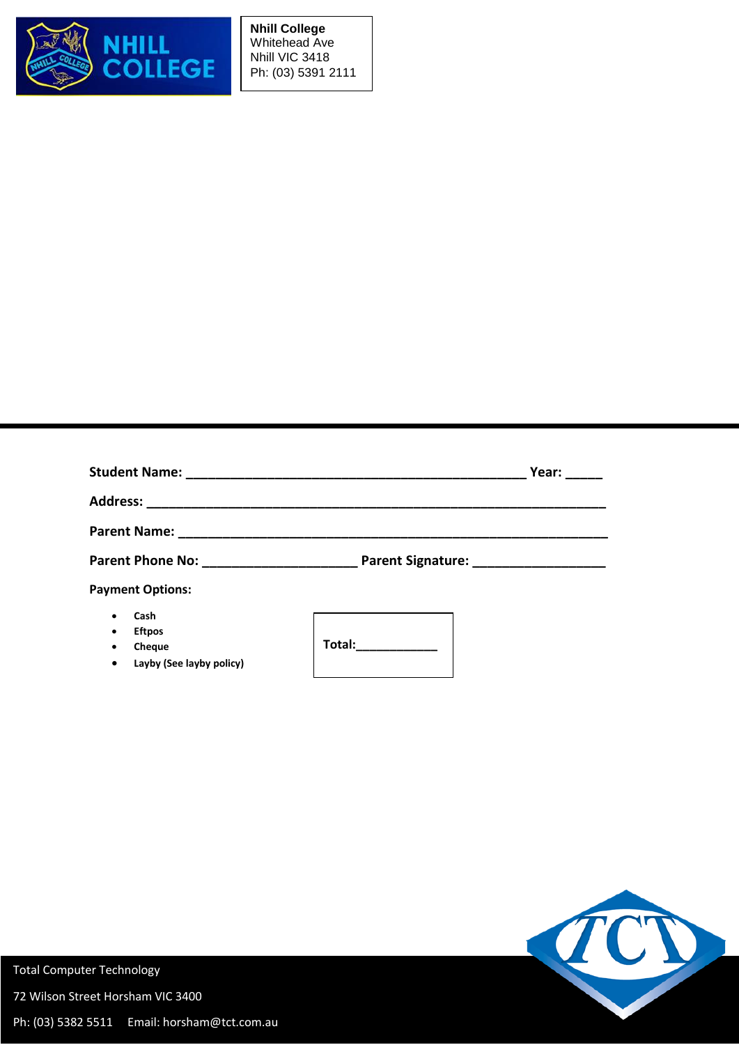**NHILL COLLEGE**

**Nhill College**
Whitehead Ave
Nhill VIC 3418
Ph: (03) 5391 2111

---

**Student Name: ________________________________________________ Year: _____**

**Address: _________________________________________________________________**

**Parent Name: _____________________________________________________________**

**Parent Phone No: _____________________ Parent Signature: __________________**

**Payment Options:**

- **Cash**
- **Eftpos**
- **Cheque**
- **Layby (See layby policy)**

**Total:____________**

Total Computer Technology

72 Wilson Street Horsham VIC 3400

Ph: (03) 5382 5511 Email: horsham@tct.com.au

TCT